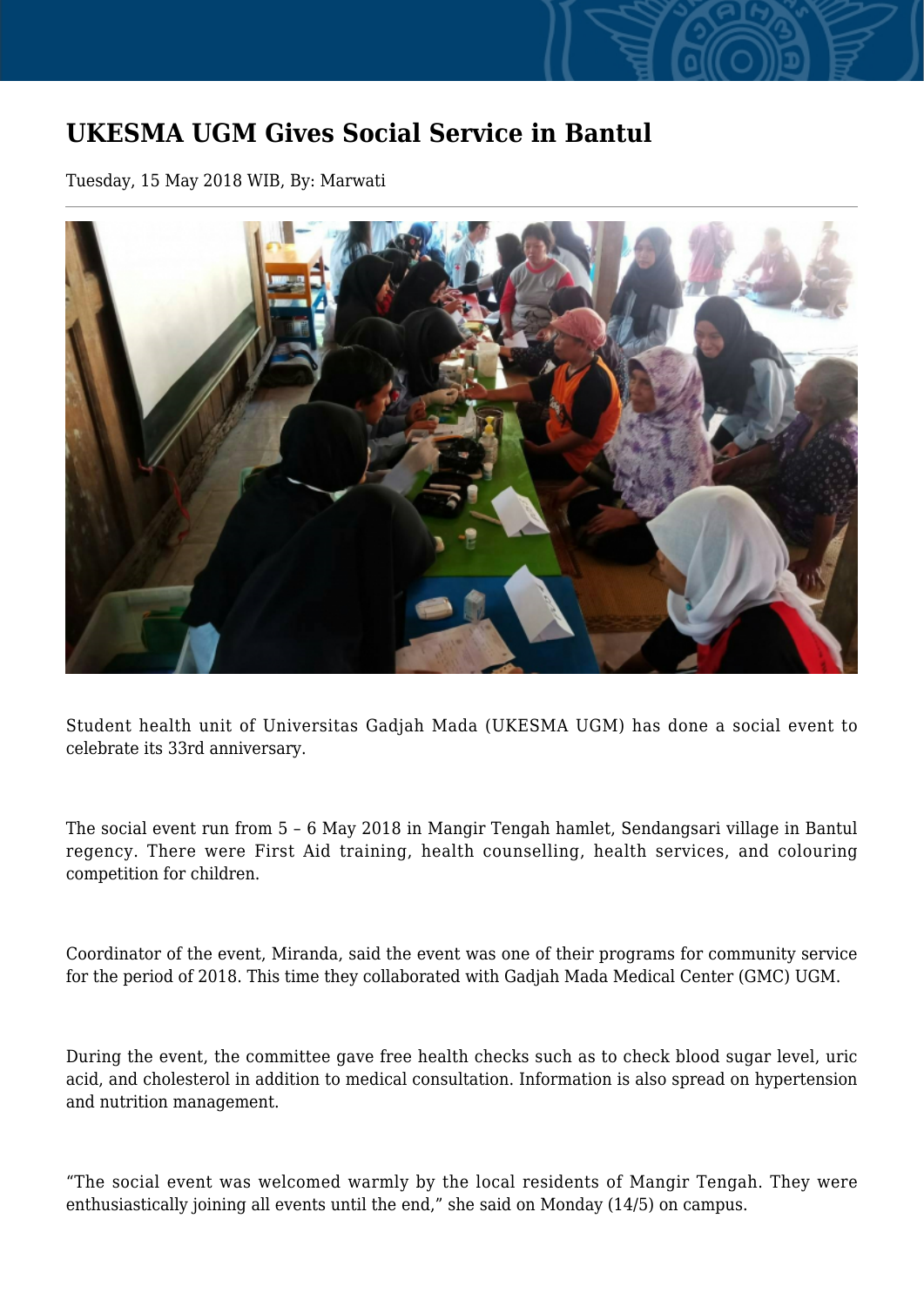# UKESMA UGM Gives Social Service in Bantul

Tuesday, 15 May 2018 WIB, By: Marwati

Student health unit of Universitas Gadjah Mada (UKESMA UGM) has done a social event to celebrate its 33rd anniversary.

The social event run from 5 – 6 May 2018 in Mangir Tengah hamlet, Sendangsari village in Bantul regency. There were First Aid training, health counselling, health services, and colouring competition for children.

Coordinator of the event, Miranda, said the event was one of their programs for community service for the period of 2018. This time they collaborated with Gadjah Mada Medical Center (GMC) UGM.

During the event, the committee gave free health checks such as to check blood sugar level, uric acid, and cholesterol in addition to medical consultation. Information is also spread on hypertension and nutrition management.

"The social event was welcomed warmly by the local residents of Mangir Tengah. They were enthusiastically joining all events until the end," she said on Monday (14/5) on campus.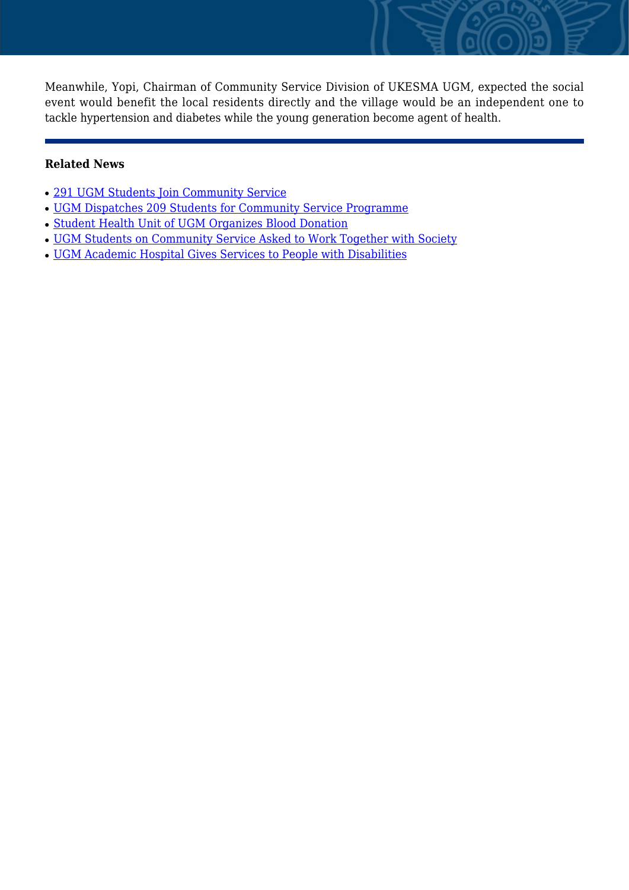Meanwhile, Yopi, Chairman of Community Service Division of UKESMA UGM, expected the social event would benefit the local residents directly and the village would be an independent one to tackle hypertension and diabetes while the young generation become agent of health.

---

**Related News**

- 291 UGM Students Join Community Service
- UGM Dispatches 209 Students for Community Service Programme
- Student Health Unit of UGM Organizes Blood Donation
- UGM Students on Community Service Asked to Work Together with Society
- UGM Academic Hospital Gives Services to People with Disabilities